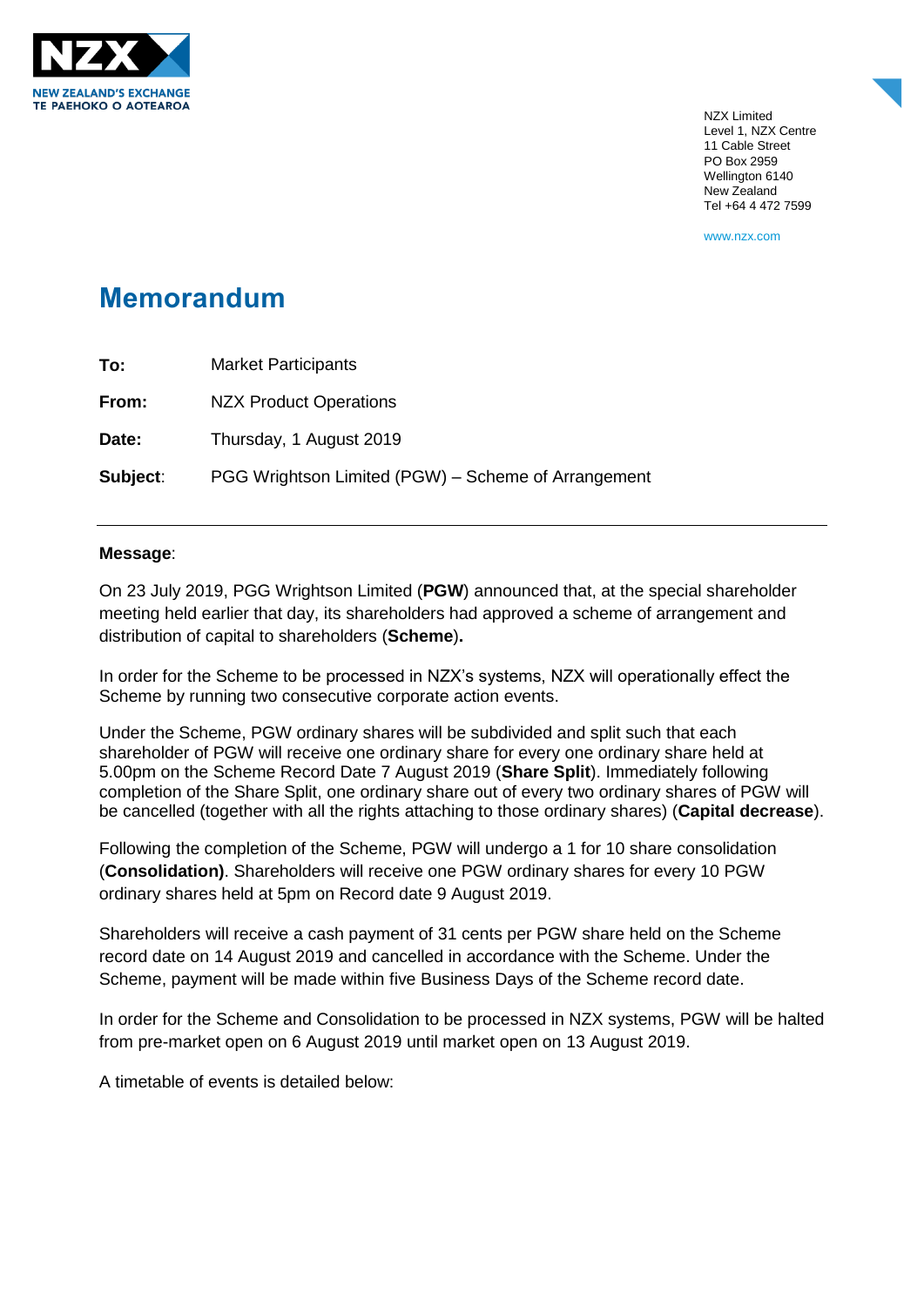NZX Limited
Level 1, NZX Centre
11 Cable Street
PO Box 2959
Wellington 6140
New Zealand
Tel +64 4 472 7599

www.nzx.com

# Memorandum

| | |
|---|---|
| **To:** | Market Participants |
| **From:** | NZX Product Operations |
| **Date:** | Thursday, 1 August 2019 |
| **Subject**: | PGG Wrightson Limited (PGW) – Scheme of Arrangement |

---

**Message**:

On 23 July 2019, PGG Wrightson Limited (**PGW**) announced that, at the special shareholder meeting held earlier that day, its shareholders had approved a scheme of arrangement and distribution of capital to shareholders (**Scheme**)**.**

In order for the Scheme to be processed in NZX's systems, NZX will operationally effect the Scheme by running two consecutive corporate action events.

Under the Scheme, PGW ordinary shares will be subdivided and split such that each shareholder of PGW will receive one ordinary share for every one ordinary share held at 5.00pm on the Scheme Record Date 7 August 2019 (**Share Split**). Immediately following completion of the Share Split, one ordinary share out of every two ordinary shares of PGW will be cancelled (together with all the rights attaching to those ordinary shares) (**Capital decrease**).

Following the completion of the Scheme, PGW will undergo a 1 for 10 share consolidation (**Consolidation)**. Shareholders will receive one PGW ordinary shares for every 10 PGW ordinary shares held at 5pm on Record date 9 August 2019.

Shareholders will receive a cash payment of 31 cents per PGW share held on the Scheme record date on 14 August 2019 and cancelled in accordance with the Scheme. Under the Scheme, payment will be made within five Business Days of the Scheme record date.

In order for the Scheme and Consolidation to be processed in NZX systems, PGW will be halted from pre-market open on 6 August 2019 until market open on 13 August 2019.

A timetable of events is detailed below: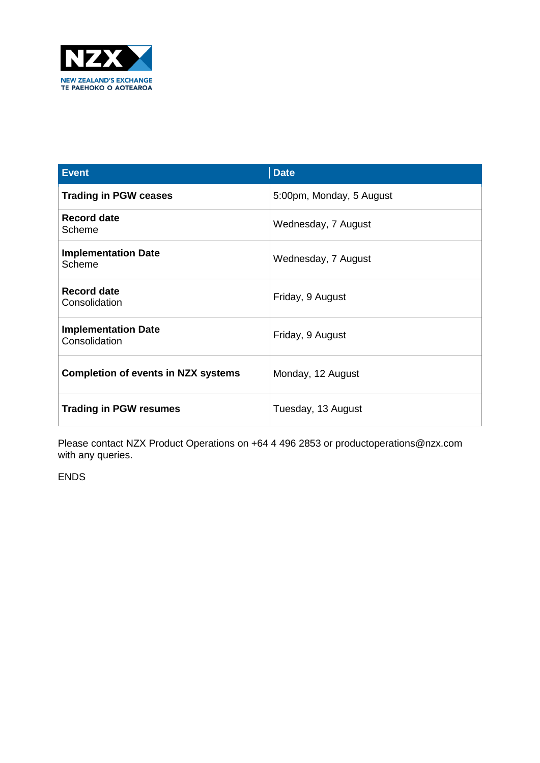| Event | Date |
| --- | --- |
| **Trading in PGW ceases** | 5:00pm, Monday, 5 August |
| **Record date** Scheme | Wednesday, 7 August |
| **Implementation Date** Scheme | Wednesday, 7 August |
| **Record date** Consolidation | Friday, 9 August |
| **Implementation Date** Consolidation | Friday, 9 August |
| **Completion of events in NZX systems** | Monday, 12 August |
| **Trading in PGW resumes** | Tuesday, 13 August |

Please contact NZX Product Operations on +64 4 496 2853 or productoperations@nzx.com with any queries.

ENDS